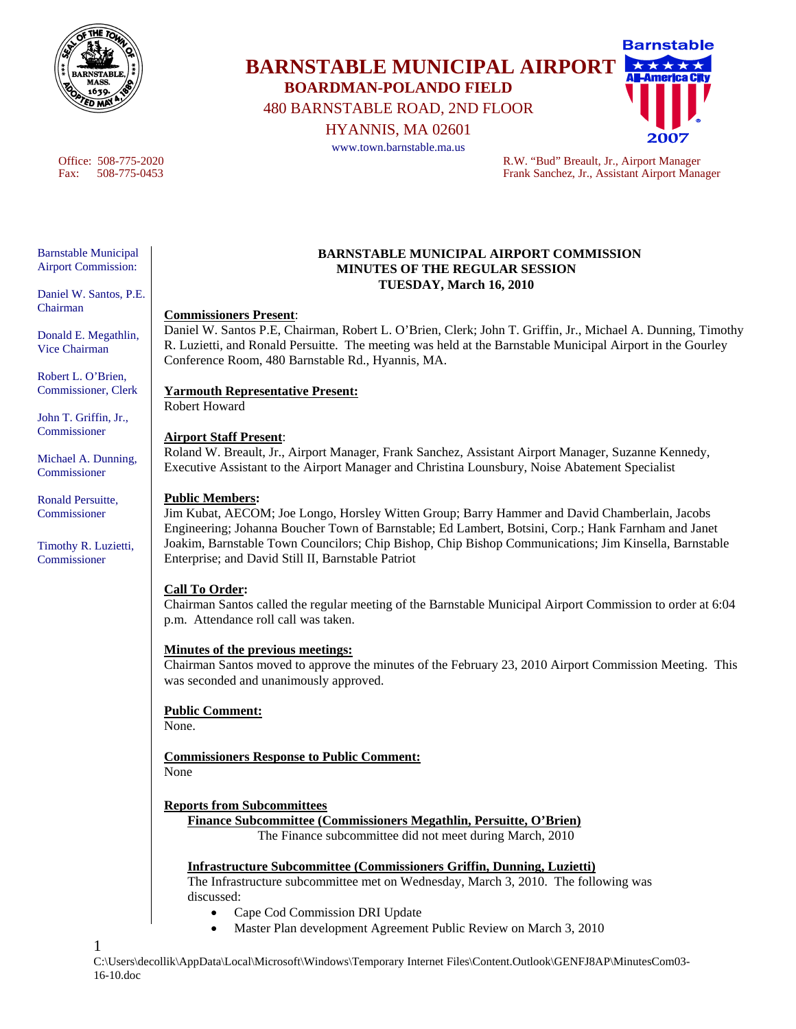# BARNSTABLE MUNICIPAL AIRPORT

**BOARDMAN-POLANDO FIELD**

480 BARNSTABLE ROAD, 2ND FLOOR

HYANNIS, MA 02601

www.town.barnstable.ma.us

Office: 508-775-2020
Fax: 508-775-0453

R.W. "Bud" Breault, Jr., Airport Manager
Frank Sanchez, Jr., Assistant Airport Manager

Barnstable Municipal Airport Commission:

Daniel W. Santos, P.E. Chairman

Donald E. Megathlin, Vice Chairman

Robert L. O'Brien, Commissioner, Clerk

John T. Griffin, Jr., Commissioner

Michael A. Dunning, Commissioner

Ronald Persuitte, Commissioner

Timothy R. Luzietti, Commissioner

**BARNSTABLE MUNICIPAL AIRPORT COMMISSION**
**MINUTES OF THE REGULAR SESSION**
**TUESDAY, March 16, 2010**

**Commissioners Present**:
Daniel W. Santos P.E, Chairman, Robert L. O'Brien, Clerk; John T. Griffin, Jr., Michael A. Dunning, Timothy R. Luzietti, and Ronald Persuitte. The meeting was held at the Barnstable Municipal Airport in the Gourley Conference Room, 480 Barnstable Rd., Hyannis, MA.

**Yarmouth Representative Present:**
Robert Howard

**Airport Staff Present**:
Roland W. Breault, Jr., Airport Manager, Frank Sanchez, Assistant Airport Manager, Suzanne Kennedy, Executive Assistant to the Airport Manager and Christina Lounsbury, Noise Abatement Specialist

**Public Members:**
Jim Kubat, AECOM; Joe Longo, Horsley Witten Group; Barry Hammer and David Chamberlain, Jacobs Engineering; Johanna Boucher Town of Barnstable; Ed Lambert, Botsini, Corp.; Hank Farnham and Janet Joakim, Barnstable Town Councilors; Chip Bishop, Chip Bishop Communications; Jim Kinsella, Barnstable Enterprise; and David Still II, Barnstable Patriot

**Call To Order:**
Chairman Santos called the regular meeting of the Barnstable Municipal Airport Commission to order at 6:04 p.m. Attendance roll call was taken.

**Minutes of the previous meetings:**
Chairman Santos moved to approve the minutes of the February 23, 2010 Airport Commission Meeting. This was seconded and unanimously approved.

**Public Comment:**
None.

**Commissioners Response to Public Comment:**
None

**Reports from Subcommittees**

**Finance Subcommittee (Commissioners Megathlin, Persuitte, O'Brien)**

The Finance subcommittee did not meet during March, 2010

**Infrastructure Subcommittee (Commissioners Griffin, Dunning, Luzietti)**

The Infrastructure subcommittee met on Wednesday, March 3, 2010. The following was discussed:

- Cape Cod Commission DRI Update
- Master Plan development Agreement Public Review on March 3, 2010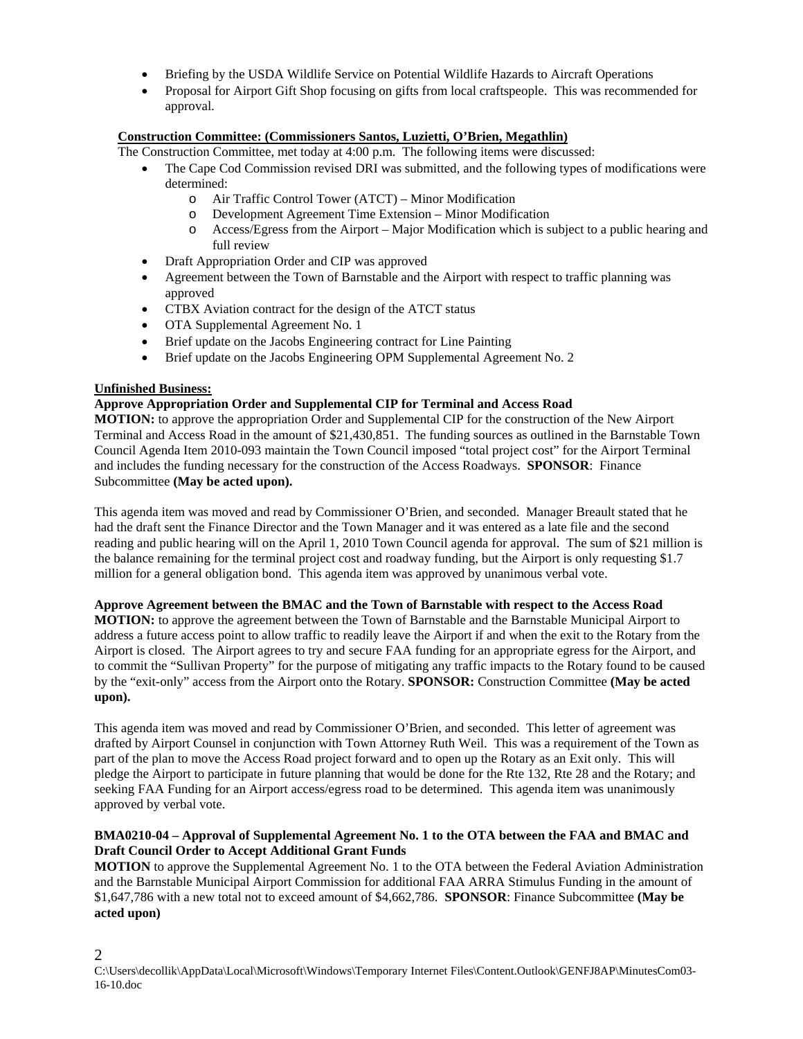- Briefing by the USDA Wildlife Service on Potential Wildlife Hazards to Aircraft Operations
- Proposal for Airport Gift Shop focusing on gifts from local craftspeople. This was recommended for approval.

**Construction Committee: (Commissioners Santos, Luzietti, O'Brien, Megathlin)**

The Construction Committee, met today at 4:00 p.m. The following items were discussed:

- The Cape Cod Commission revised DRI was submitted, and the following types of modifications were determined:
  - Air Traffic Control Tower (ATCT) – Minor Modification
  - Development Agreement Time Extension – Minor Modification
  - Access/Egress from the Airport – Major Modification which is subject to a public hearing and full review
- Draft Appropriation Order and CIP was approved
- Agreement between the Town of Barnstable and the Airport with respect to traffic planning was approved
- CTBX Aviation contract for the design of the ATCT status
- OTA Supplemental Agreement No. 1
- Brief update on the Jacobs Engineering contract for Line Painting
- Brief update on the Jacobs Engineering OPM Supplemental Agreement No. 2

**Unfinished Business:**

**Approve Appropriation Order and Supplemental CIP for Terminal and Access Road**

**MOTION:** to approve the appropriation Order and Supplemental CIP for the construction of the New Airport Terminal and Access Road in the amount of $21,430,851. The funding sources as outlined in the Barnstable Town Council Agenda Item 2010-093 maintain the Town Council imposed "total project cost" for the Airport Terminal and includes the funding necessary for the construction of the Access Roadways. **SPONSOR**: Finance Subcommittee **(May be acted upon).**

This agenda item was moved and read by Commissioner O'Brien, and seconded. Manager Breault stated that he had the draft sent the Finance Director and the Town Manager and it was entered as a late file and the second reading and public hearing will on the April 1, 2010 Town Council agenda for approval. The sum of $21 million is the balance remaining for the terminal project cost and roadway funding, but the Airport is only requesting $1.7 million for a general obligation bond. This agenda item was approved by unanimous verbal vote.

**Approve Agreement between the BMAC and the Town of Barnstable with respect to the Access Road**

**MOTION:** to approve the agreement between the Town of Barnstable and the Barnstable Municipal Airport to address a future access point to allow traffic to readily leave the Airport if and when the exit to the Rotary from the Airport is closed. The Airport agrees to try and secure FAA funding for an appropriate egress for the Airport, and to commit the "Sullivan Property" for the purpose of mitigating any traffic impacts to the Rotary found to be caused by the "exit-only" access from the Airport onto the Rotary. **SPONSOR:** Construction Committee **(May be acted upon).**

This agenda item was moved and read by Commissioner O'Brien, and seconded. This letter of agreement was drafted by Airport Counsel in conjunction with Town Attorney Ruth Weil. This was a requirement of the Town as part of the plan to move the Access Road project forward and to open up the Rotary as an Exit only. This will pledge the Airport to participate in future planning that would be done for the Rte 132, Rte 28 and the Rotary; and seeking FAA Funding for an Airport access/egress road to be determined. This agenda item was unanimously approved by verbal vote.

**BMA0210-04 – Approval of Supplemental Agreement No. 1 to the OTA between the FAA and BMAC and Draft Council Order to Accept Additional Grant Funds**

**MOTION** to approve the Supplemental Agreement No. 1 to the OTA between the Federal Aviation Administration and the Barnstable Municipal Airport Commission for additional FAA ARRA Stimulus Funding in the amount of $1,647,786 with a new total not to exceed amount of $4,662,786. **SPONSOR**: Finance Subcommittee **(May be acted upon)**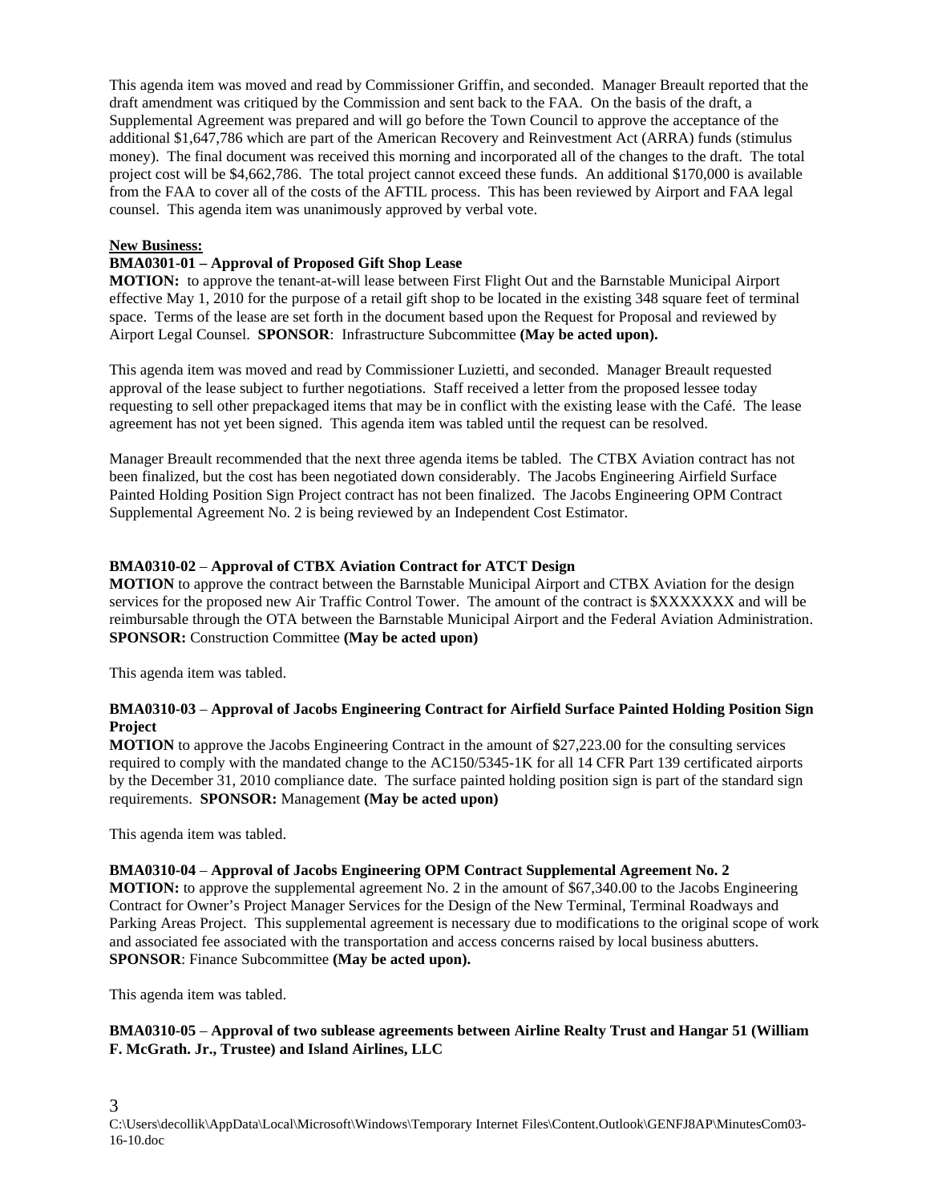This agenda item was moved and read by Commissioner Griffin, and seconded. Manager Breault reported that the draft amendment was critiqued by the Commission and sent back to the FAA. On the basis of the draft, a Supplemental Agreement was prepared and will go before the Town Council to approve the acceptance of the additional $1,647,786 which are part of the American Recovery and Reinvestment Act (ARRA) funds (stimulus money). The final document was received this morning and incorporated all of the changes to the draft. The total project cost will be $4,662,786. The total project cannot exceed these funds. An additional $170,000 is available from the FAA to cover all of the costs of the AFTIL process. This has been reviewed by Airport and FAA legal counsel. This agenda item was unanimously approved by verbal vote.

**New Business:**

**BMA0301-01 – Approval of Proposed Gift Shop Lease**

**MOTION:** to approve the tenant-at-will lease between First Flight Out and the Barnstable Municipal Airport effective May 1, 2010 for the purpose of a retail gift shop to be located in the existing 348 square feet of terminal space. Terms of the lease are set forth in the document based upon the Request for Proposal and reviewed by Airport Legal Counsel. **SPONSOR**: Infrastructure Subcommittee **(May be acted upon).**

This agenda item was moved and read by Commissioner Luzietti, and seconded. Manager Breault requested approval of the lease subject to further negotiations. Staff received a letter from the proposed lessee today requesting to sell other prepackaged items that may be in conflict with the existing lease with the Café. The lease agreement has not yet been signed. This agenda item was tabled until the request can be resolved.

Manager Breault recommended that the next three agenda items be tabled. The CTBX Aviation contract has not been finalized, but the cost has been negotiated down considerably. The Jacobs Engineering Airfield Surface Painted Holding Position Sign Project contract has not been finalized. The Jacobs Engineering OPM Contract Supplemental Agreement No. 2 is being reviewed by an Independent Cost Estimator.

**BMA0310-02** – **Approval of CTBX Aviation Contract for ATCT Design**

**MOTION** to approve the contract between the Barnstable Municipal Airport and CTBX Aviation for the design services for the proposed new Air Traffic Control Tower. The amount of the contract is $XXXXXXX and will be reimbursable through the OTA between the Barnstable Municipal Airport and the Federal Aviation Administration. **SPONSOR:** Construction Committee **(May be acted upon)**

This agenda item was tabled.

**BMA0310-03** – **Approval of Jacobs Engineering Contract for Airfield Surface Painted Holding Position Sign Project**

**MOTION** to approve the Jacobs Engineering Contract in the amount of $27,223.00 for the consulting services required to comply with the mandated change to the AC150/5345-1K for all 14 CFR Part 139 certificated airports by the December 31, 2010 compliance date. The surface painted holding position sign is part of the standard sign requirements. **SPONSOR:** Management **(May be acted upon)**

This agenda item was tabled.

**BMA0310-04** – **Approval of Jacobs Engineering OPM Contract Supplemental Agreement No. 2**

**MOTION:** to approve the supplemental agreement No. 2 in the amount of $67,340.00 to the Jacobs Engineering Contract for Owner's Project Manager Services for the Design of the New Terminal, Terminal Roadways and Parking Areas Project. This supplemental agreement is necessary due to modifications to the original scope of work and associated fee associated with the transportation and access concerns raised by local business abutters. **SPONSOR**: Finance Subcommittee **(May be acted upon).**

This agenda item was tabled.

**BMA0310-05** – **Approval of two sublease agreements between Airline Realty Trust and Hangar 51 (William F. McGrath. Jr., Trustee) and Island Airlines, LLC**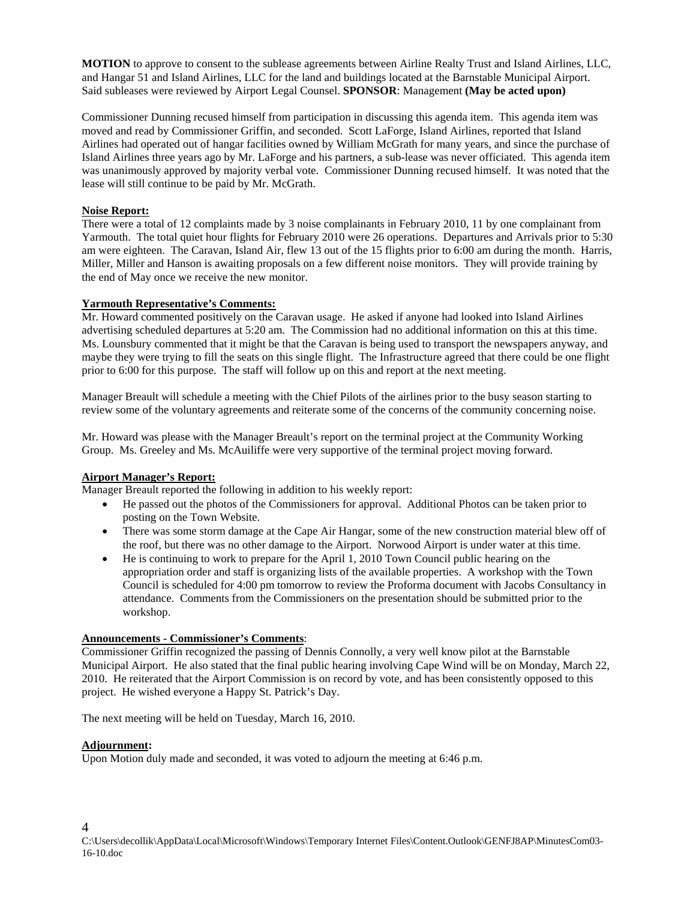**MOTION** to approve to consent to the sublease agreements between Airline Realty Trust and Island Airlines, LLC, and Hangar 51 and Island Airlines, LLC for the land and buildings located at the Barnstable Municipal Airport. Said subleases were reviewed by Airport Legal Counsel. **SPONSOR**: Management **(May be acted upon)**

Commissioner Dunning recused himself from participation in discussing this agenda item. This agenda item was moved and read by Commissioner Griffin, and seconded. Scott LaForge, Island Airlines, reported that Island Airlines had operated out of hangar facilities owned by William McGrath for many years, and since the purchase of Island Airlines three years ago by Mr. LaForge and his partners, a sub-lease was never officiated. This agenda item was unanimously approved by majority verbal vote. Commissioner Dunning recused himself. It was noted that the lease will still continue to be paid by Mr. McGrath.

**Noise Report:**

There were a total of 12 complaints made by 3 noise complainants in February 2010, 11 by one complainant from Yarmouth. The total quiet hour flights for February 2010 were 26 operations. Departures and Arrivals prior to 5:30 am were eighteen. The Caravan, Island Air, flew 13 out of the 15 flights prior to 6:00 am during the month. Harris, Miller, Miller and Hanson is awaiting proposals on a few different noise monitors. They will provide training by the end of May once we receive the new monitor.

**Yarmouth Representative's Comments:**

Mr. Howard commented positively on the Caravan usage. He asked if anyone had looked into Island Airlines advertising scheduled departures at 5:20 am. The Commission had no additional information on this at this time. Ms. Lounsbury commented that it might be that the Caravan is being used to transport the newspapers anyway, and maybe they were trying to fill the seats on this single flight. The Infrastructure agreed that there could be one flight prior to 6:00 for this purpose. The staff will follow up on this and report at the next meeting.

Manager Breault will schedule a meeting with the Chief Pilots of the airlines prior to the busy season starting to review some of the voluntary agreements and reiterate some of the concerns of the community concerning noise.

Mr. Howard was please with the Manager Breault's report on the terminal project at the Community Working Group. Ms. Greeley and Ms. McAuiliffe were very supportive of the terminal project moving forward.

**Airport Manager's Report:**

Manager Breault reported the following in addition to his weekly report:

- He passed out the photos of the Commissioners for approval. Additional Photos can be taken prior to posting on the Town Website.
- There was some storm damage at the Cape Air Hangar, some of the new construction material blew off of the roof, but there was no other damage to the Airport. Norwood Airport is under water at this time.
- He is continuing to work to prepare for the April 1, 2010 Town Council public hearing on the appropriation order and staff is organizing lists of the available properties. A workshop with the Town Council is scheduled for 4:00 pm tomorrow to review the Proforma document with Jacobs Consultancy in attendance. Comments from the Commissioners on the presentation should be submitted prior to the workshop.

**Announcements - Commissioner's Comments**:

Commissioner Griffin recognized the passing of Dennis Connolly, a very well know pilot at the Barnstable Municipal Airport. He also stated that the final public hearing involving Cape Wind will be on Monday, March 22, 2010. He reiterated that the Airport Commission is on record by vote, and has been consistently opposed to this project. He wished everyone a Happy St. Patrick's Day.

The next meeting will be held on Tuesday, March 16, 2010.

**Adjournment:**

Upon Motion duly made and seconded, it was voted to adjourn the meeting at 6:46 p.m.

C:\Users\decollik\AppData\Local\Microsoft\Windows\Temporary Internet Files\Content.Outlook\GENFJ8AP\MinutesCom03-16-10.doc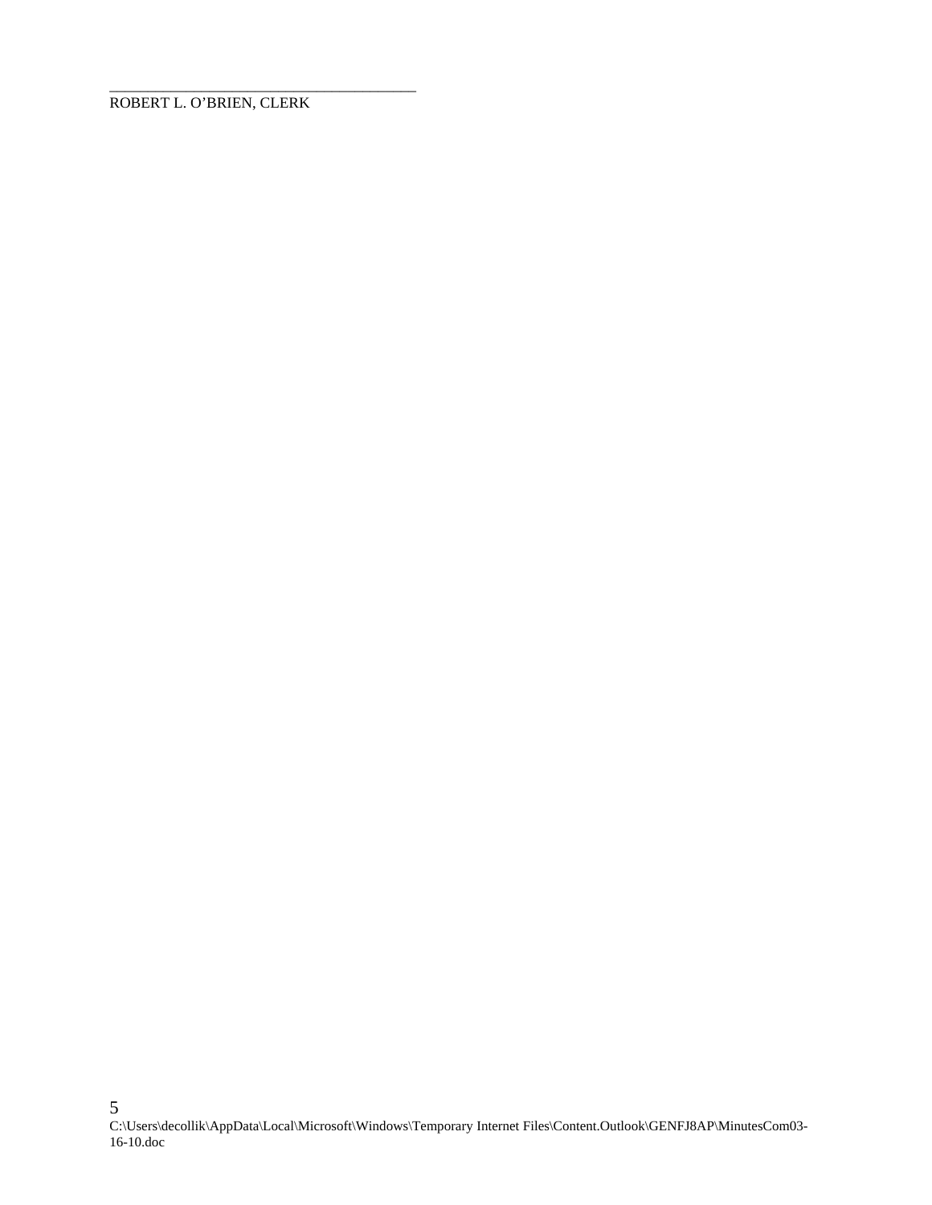\_\_\_\_\_\_\_\_\_\_\_\_\_\_\_\_\_\_\_\_\_\_\_\_\_\_\_\_\_\_\_\_\_\_\_\_\_\_\_\_

ROBERT L. O'BRIEN, CLERK